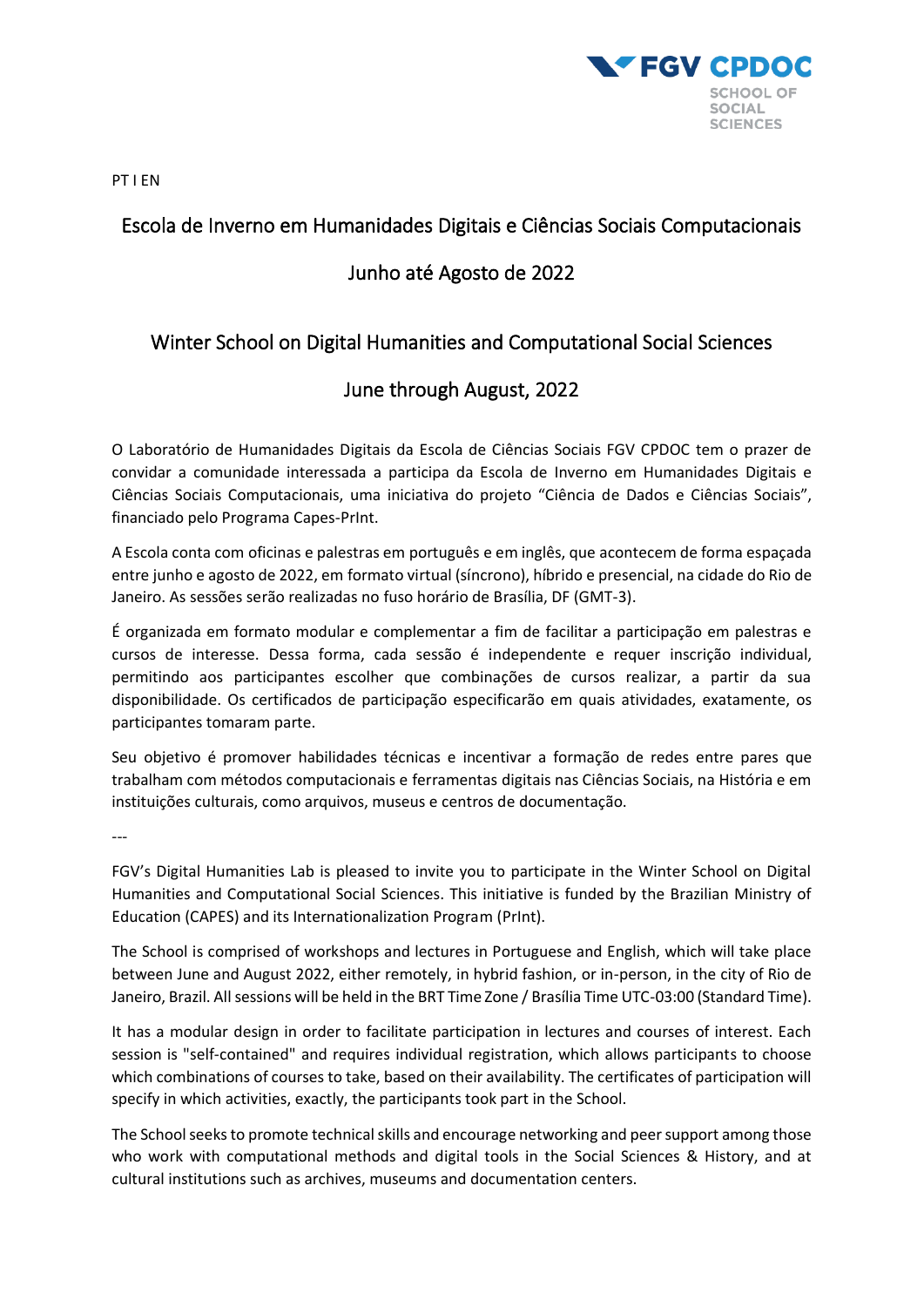FGV CPDOC

SCHOOL OF SOCIAL SCIENCES

PT I EN

# Escola de Inverno em Humanidades Digitais e Ciências Sociais Computacionais

## Junho até Agosto de 2022

# Winter School on Digital Humanities and Computational Social Sciences

## June through August, 2022

O Laboratório de Humanidades Digitais da Escola de Ciências Sociais FGV CPDOC tem o prazer de convidar a comunidade interessada a participa da Escola de Inverno em Humanidades Digitais e Ciências Sociais Computacionais, uma iniciativa do projeto "Ciência de Dados e Ciências Sociais", financiado pelo Programa Capes-PrInt.

A Escola conta com oficinas e palestras em português e em inglês, que acontecem de forma espaçada entre junho e agosto de 2022, em formato virtual (síncrono), híbrido e presencial, na cidade do Rio de Janeiro. As sessões serão realizadas no fuso horário de Brasília, DF (GMT-3).

É organizada em formato modular e complementar a fim de facilitar a participação em palestras e cursos de interesse. Dessa forma, cada sessão é independente e requer inscrição individual, permitindo aos participantes escolher que combinações de cursos realizar, a partir da sua disponibilidade. Os certificados de participação especificarão em quais atividades, exatamente, os participantes tomaram parte.

Seu objetivo é promover habilidades técnicas e incentivar a formação de redes entre pares que trabalham com métodos computacionais e ferramentas digitais nas Ciências Sociais, na História e em instituições culturais, como arquivos, museus e centros de documentação.

---

FGV's Digital Humanities Lab is pleased to invite you to participate in the Winter School on Digital Humanities and Computational Social Sciences. This initiative is funded by the Brazilian Ministry of Education (CAPES) and its Internationalization Program (PrInt).

The School is comprised of workshops and lectures in Portuguese and English, which will take place between June and August 2022, either remotely, in hybrid fashion, or in-person, in the city of Rio de Janeiro, Brazil. All sessions will be held in the BRT Time Zone / Brasília Time UTC-03:00 (Standard Time).

It has a modular design in order to facilitate participation in lectures and courses of interest. Each session is "self-contained" and requires individual registration, which allows participants to choose which combinations of courses to take, based on their availability. The certificates of participation will specify in which activities, exactly, the participants took part in the School.

The School seeks to promote technical skills and encourage networking and peer support among those who work with computational methods and digital tools in the Social Sciences & History, and at cultural institutions such as archives, museums and documentation centers.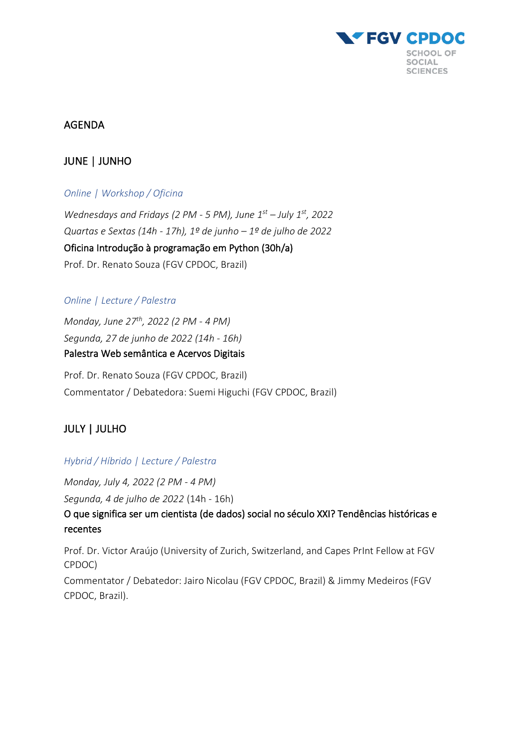## AGENDA

### JUNE | JUNHO

*Online | Workshop / Oficina*

*Wednesdays and Fridays (2 PM - 5 PM), June 1st – July 1st, 2022*
*Quartas e Sextas (14h - 17h), 1º de junho – 1º de julho de 2022*
Oficina Introdução à programação em Python (30h/a)
Prof. Dr. Renato Souza (FGV CPDOC, Brazil)

*Online | Lecture / Palestra*

*Monday, June 27th, 2022 (2 PM - 4 PM)*
*Segunda, 27 de junho de 2022 (14h - 16h)*
Palestra Web semântica e Acervos Digitais

Prof. Dr. Renato Souza (FGV CPDOC, Brazil)
Commentator / Debatedora: Suemi Higuchi (FGV CPDOC, Brazil)

### JULY | JULHO

*Hybrid / Híbrido | Lecture / Palestra*

*Monday, July 4, 2022 (2 PM - 4 PM)*
*Segunda, 4 de julho de 2022* (14h - 16h)
O que significa ser um cientista (de dados) social no século XXI? Tendências históricas e recentes

Prof. Dr. Victor Araújo (University of Zurich, Switzerland, and Capes PrInt Fellow at FGV CPDOC)
Commentator / Debatedor: Jairo Nicolau (FGV CPDOC, Brazil) & Jimmy Medeiros (FGV CPDOC, Brazil).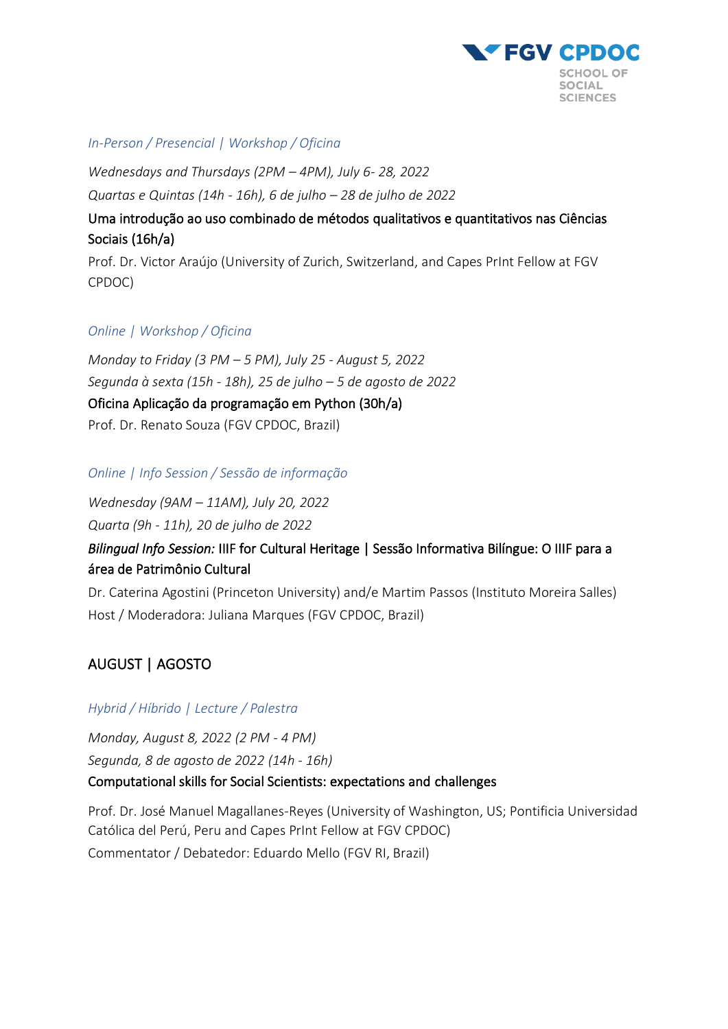*In-Person / Presencial | Workshop / Oficina*

*Wednesdays and Thursdays (2PM – 4PM), July 6- 28, 2022*

*Quartas e Quintas (14h - 16h), 6 de julho – 28 de julho de 2022*

Uma introdução ao uso combinado de métodos qualitativos e quantitativos nas Ciências Sociais (16h/a)

Prof. Dr. Victor Araújo (University of Zurich, Switzerland, and Capes PrInt Fellow at FGV CPDOC)

*Online | Workshop / Oficina*

*Monday to Friday (3 PM – 5 PM), July 25 - August 5, 2022*

*Segunda à sexta (15h - 18h), 25 de julho – 5 de agosto de 2022*

Oficina Aplicação da programação em Python (30h/a)

Prof. Dr. Renato Souza (FGV CPDOC, Brazil)

*Online | Info Session / Sessão de informação*

*Wednesday (9AM – 11AM), July 20, 2022*

*Quarta (9h - 11h), 20 de julho de 2022*

*Bilingual Info Session:* IIIF for Cultural Heritage | Sessão Informativa Bilíngue: O IIIF para a área de Patrimônio Cultural

Dr. Caterina Agostini (Princeton University) and/e Martim Passos (Instituto Moreira Salles)

Host / Moderadora: Juliana Marques (FGV CPDOC, Brazil)

## AUGUST | AGOSTO

*Hybrid / Híbrido | Lecture / Palestra*

*Monday, August 8, 2022 (2 PM - 4 PM)*

*Segunda, 8 de agosto de 2022 (14h - 16h)*

Computational skills for Social Scientists: expectations and challenges

Prof. Dr. José Manuel Magallanes-Reyes (University of Washington, US; Pontificia Universidad Católica del Perú, Peru and Capes PrInt Fellow at FGV CPDOC)

Commentator / Debatedor: Eduardo Mello (FGV RI, Brazil)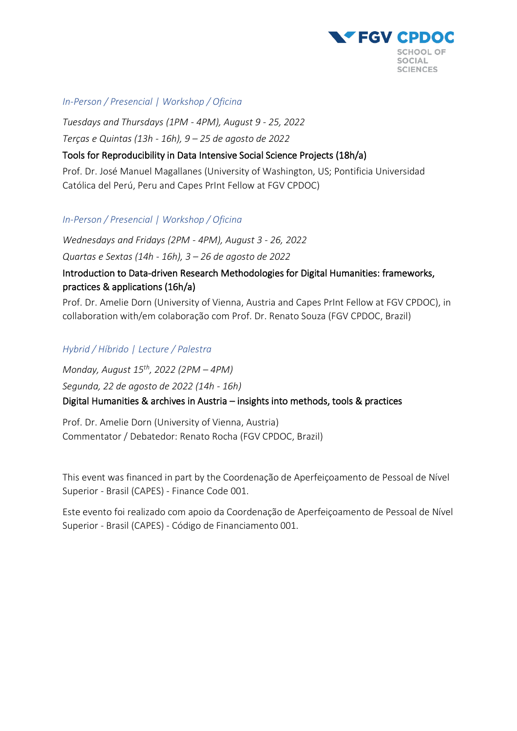*In-Person / Presencial | Workshop / Oficina*

*Tuesdays and Thursdays (1PM - 4PM), August 9 - 25, 2022*

*Terças e Quintas (13h - 16h), 9 – 25 de agosto de 2022*

Tools for Reproducibility in Data Intensive Social Science Projects (18h/a)

Prof. Dr. José Manuel Magallanes (University of Washington, US; Pontificia Universidad Católica del Perú, Peru and Capes PrInt Fellow at FGV CPDOC)

*In-Person / Presencial | Workshop / Oficina*

*Wednesdays and Fridays (2PM - 4PM), August 3 - 26, 2022*

*Quartas e Sextas (14h - 16h), 3 – 26 de agosto de 2022*

Introduction to Data-driven Research Methodologies for Digital Humanities: frameworks, practices & applications (16h/a)

Prof. Dr. Amelie Dorn (University of Vienna, Austria and Capes PrInt Fellow at FGV CPDOC), in collaboration with/em colaboração com Prof. Dr. Renato Souza (FGV CPDOC, Brazil)

*Hybrid / Híbrido | Lecture / Palestra*

*Monday, August 15th, 2022 (2PM – 4PM)*

*Segunda, 22 de agosto de 2022 (14h - 16h)*

Digital Humanities & archives in Austria – insights into methods, tools & practices

Prof. Dr. Amelie Dorn (University of Vienna, Austria)
Commentator / Debatedor: Renato Rocha (FGV CPDOC, Brazil)

This event was financed in part by the Coordenação de Aperfeiçoamento de Pessoal de Nível Superior - Brasil (CAPES) - Finance Code 001.

Este evento foi realizado com apoio da Coordenação de Aperfeiçoamento de Pessoal de Nível Superior - Brasil (CAPES) - Código de Financiamento 001.